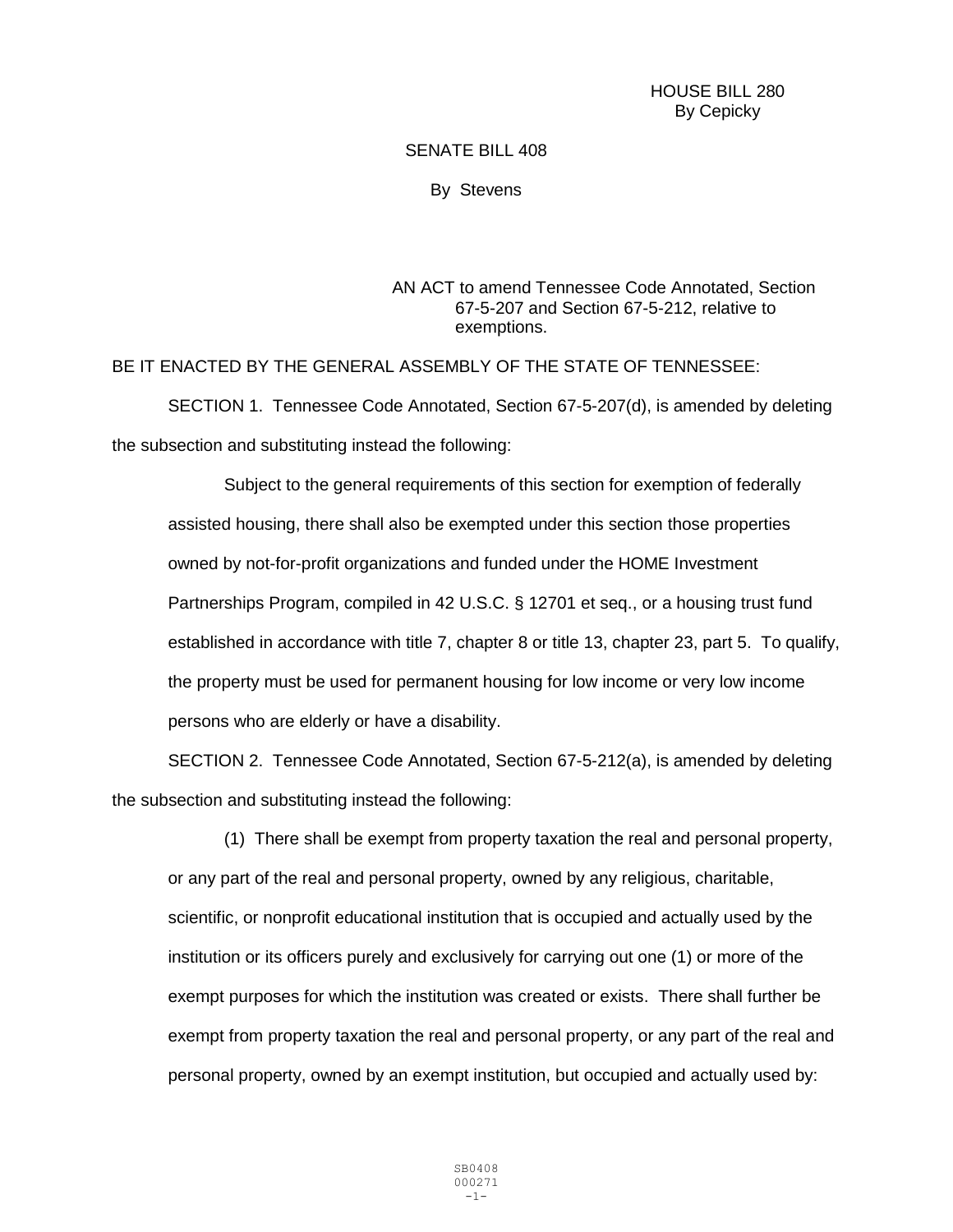HOUSE BILL 280
By Cepicky

SENATE BILL 408

By Stevens

AN ACT to amend Tennessee Code Annotated, Section 67-5-207 and Section 67-5-212, relative to exemptions.

BE IT ENACTED BY THE GENERAL ASSEMBLY OF THE STATE OF TENNESSEE:

SECTION 1. Tennessee Code Annotated, Section 67-5-207(d), is amended by deleting the subsection and substituting instead the following:

> Subject to the general requirements of this section for exemption of federally assisted housing, there shall also be exempted under this section those properties owned by not-for-profit organizations and funded under the HOME Investment Partnerships Program, compiled in 42 U.S.C. § 12701 et seq., or a housing trust fund established in accordance with title 7, chapter 8 or title 13, chapter 23, part 5. To qualify, the property must be used for permanent housing for low income or very low income persons who are elderly or have a disability.

SECTION 2. Tennessee Code Annotated, Section 67-5-212(a), is amended by deleting the subsection and substituting instead the following:

> (1) There shall be exempt from property taxation the real and personal property, or any part of the real and personal property, owned by any religious, charitable, scientific, or nonprofit educational institution that is occupied and actually used by the institution or its officers purely and exclusively for carrying out one (1) or more of the exempt purposes for which the institution was created or exists. There shall further be exempt from property taxation the real and personal property, or any part of the real and personal property, owned by an exempt institution, but occupied and actually used by:

SB0408
000271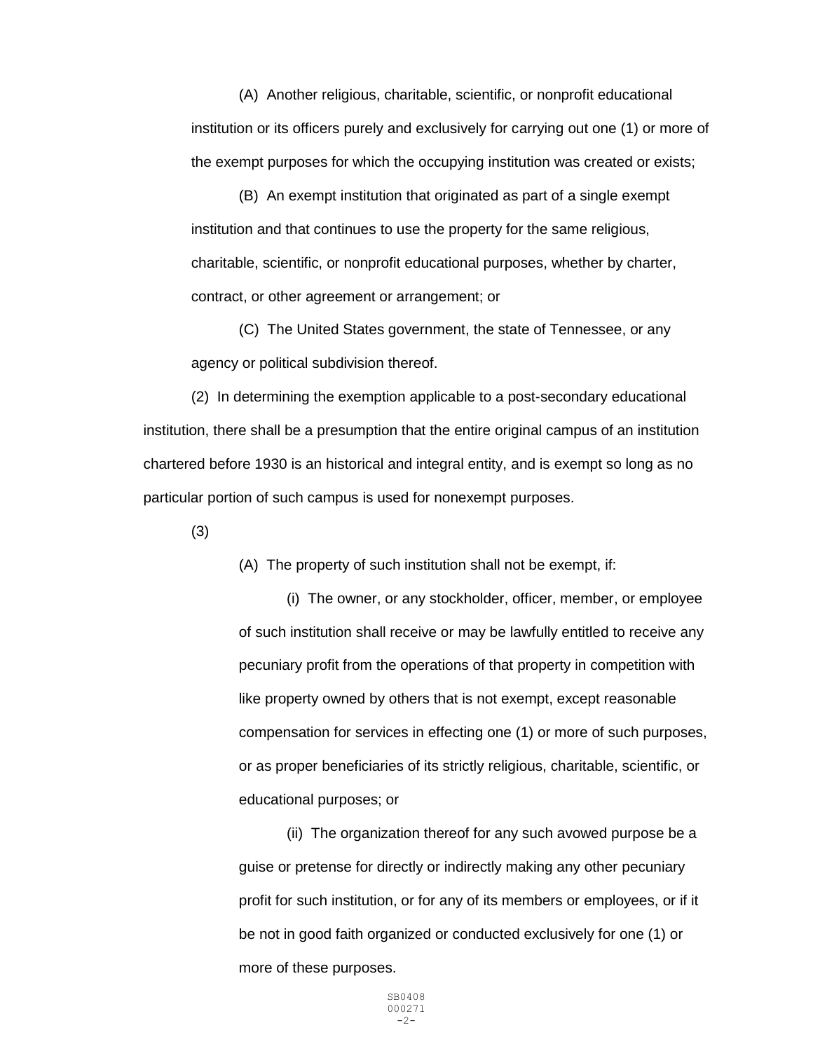(A) Another religious, charitable, scientific, or nonprofit educational institution or its officers purely and exclusively for carrying out one (1) or more of the exempt purposes for which the occupying institution was created or exists;

(B) An exempt institution that originated as part of a single exempt institution and that continues to use the property for the same religious, charitable, scientific, or nonprofit educational purposes, whether by charter, contract, or other agreement or arrangement; or

(C) The United States government, the state of Tennessee, or any agency or political subdivision thereof.

(2) In determining the exemption applicable to a post-secondary educational institution, there shall be a presumption that the entire original campus of an institution chartered before 1930 is an historical and integral entity, and is exempt so long as no particular portion of such campus is used for nonexempt purposes.

(3)

(A) The property of such institution shall not be exempt, if:

(i) The owner, or any stockholder, officer, member, or employee of such institution shall receive or may be lawfully entitled to receive any pecuniary profit from the operations of that property in competition with like property owned by others that is not exempt, except reasonable compensation for services in effecting one (1) or more of such purposes, or as proper beneficiaries of its strictly religious, charitable, scientific, or educational purposes; or

(ii) The organization thereof for any such avowed purpose be a guise or pretense for directly or indirectly making any other pecuniary profit for such institution, or for any of its members or employees, or if it be not in good faith organized or conducted exclusively for one (1) or more of these purposes.

SB0408
000271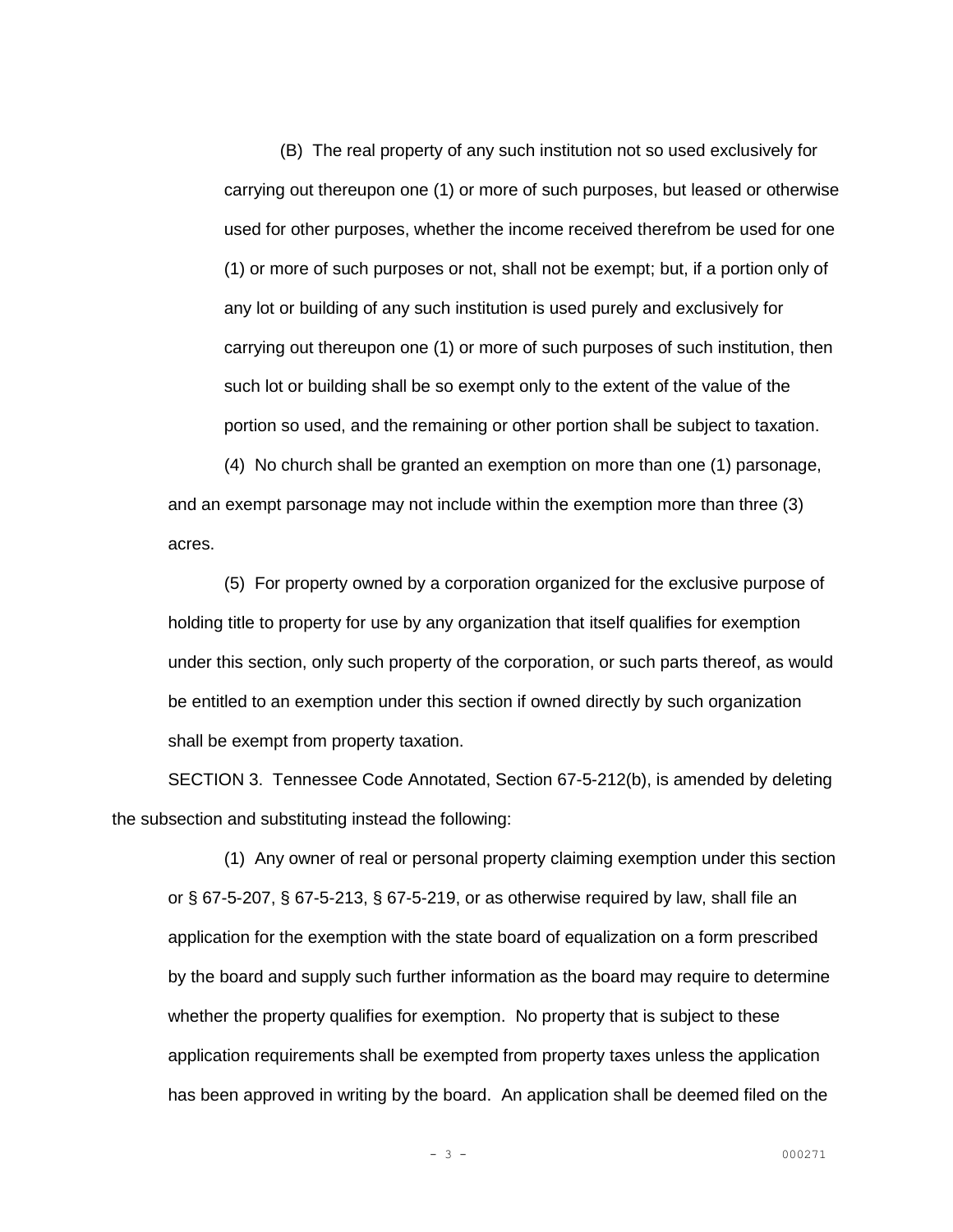(B) The real property of any such institution not so used exclusively for carrying out thereupon one (1) or more of such purposes, but leased or otherwise used for other purposes, whether the income received therefrom be used for one (1) or more of such purposes or not, shall not be exempt; but, if a portion only of any lot or building of any such institution is used purely and exclusively for carrying out thereupon one (1) or more of such purposes of such institution, then such lot or building shall be so exempt only to the extent of the value of the portion so used, and the remaining or other portion shall be subject to taxation.

(4) No church shall be granted an exemption on more than one (1) parsonage, and an exempt parsonage may not include within the exemption more than three (3) acres.

(5) For property owned by a corporation organized for the exclusive purpose of holding title to property for use by any organization that itself qualifies for exemption under this section, only such property of the corporation, or such parts thereof, as would be entitled to an exemption under this section if owned directly by such organization shall be exempt from property taxation.

SECTION 3. Tennessee Code Annotated, Section 67-5-212(b), is amended by deleting the subsection and substituting instead the following:

(1) Any owner of real or personal property claiming exemption under this section or § 67-5-207, § 67-5-213, § 67-5-219, or as otherwise required by law, shall file an application for the exemption with the state board of equalization on a form prescribed by the board and supply such further information as the board may require to determine whether the property qualifies for exemption. No property that is subject to these application requirements shall be exempted from property taxes unless the application has been approved in writing by the board. An application shall be deemed filed on the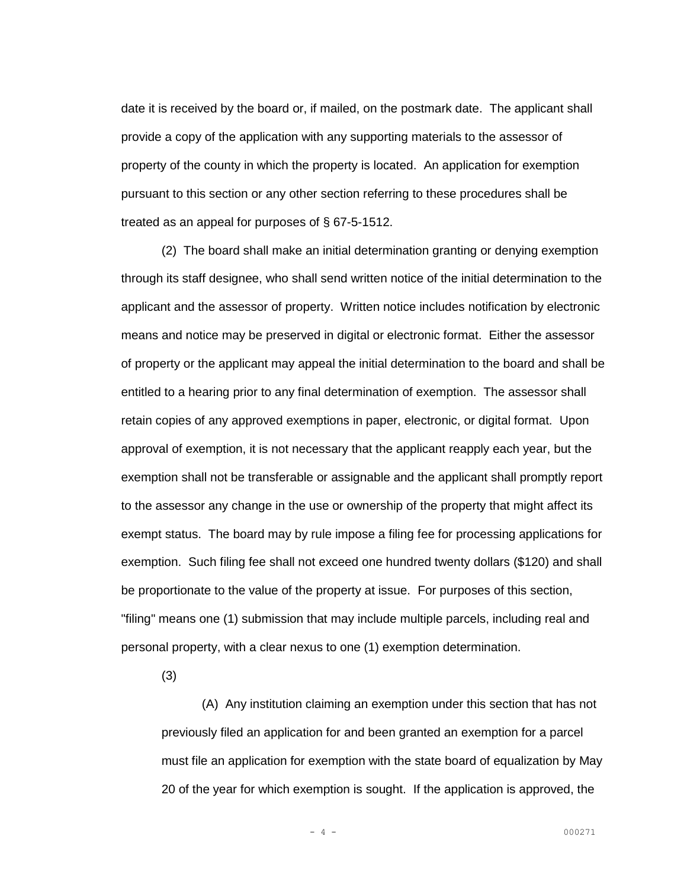date it is received by the board or, if mailed, on the postmark date. The applicant shall provide a copy of the application with any supporting materials to the assessor of property of the county in which the property is located. An application for exemption pursuant to this section or any other section referring to these procedures shall be treated as an appeal for purposes of § 67-5-1512.

(2) The board shall make an initial determination granting or denying exemption through its staff designee, who shall send written notice of the initial determination to the applicant and the assessor of property. Written notice includes notification by electronic means and notice may be preserved in digital or electronic format. Either the assessor of property or the applicant may appeal the initial determination to the board and shall be entitled to a hearing prior to any final determination of exemption. The assessor shall retain copies of any approved exemptions in paper, electronic, or digital format. Upon approval of exemption, it is not necessary that the applicant reapply each year, but the exemption shall not be transferable or assignable and the applicant shall promptly report to the assessor any change in the use or ownership of the property that might affect its exempt status. The board may by rule impose a filing fee for processing applications for exemption. Such filing fee shall not exceed one hundred twenty dollars ($120) and shall be proportionate to the value of the property at issue. For purposes of this section, "filing" means one (1) submission that may include multiple parcels, including real and personal property, with a clear nexus to one (1) exemption determination.

(3)

(A) Any institution claiming an exemption under this section that has not previously filed an application for and been granted an exemption for a parcel must file an application for exemption with the state board of equalization by May 20 of the year for which exemption is sought. If the application is approved, the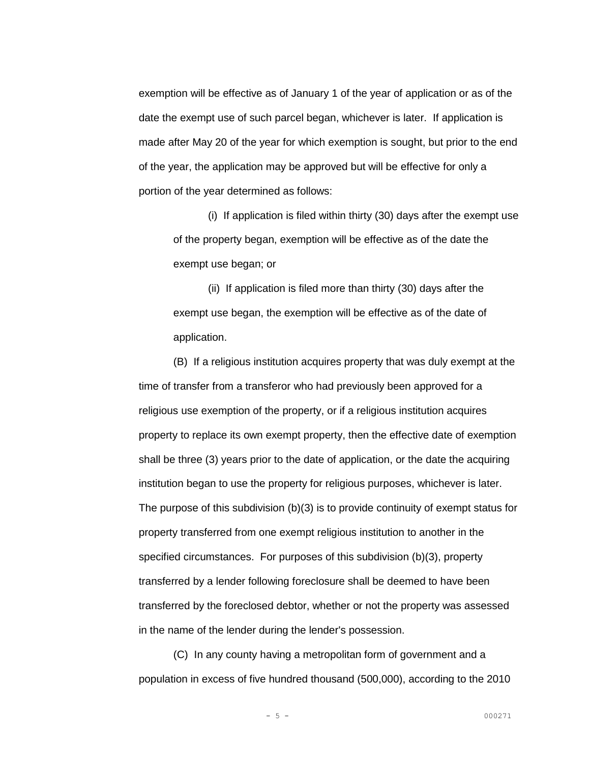exemption will be effective as of January 1 of the year of application or as of the date the exempt use of such parcel began, whichever is later. If application is made after May 20 of the year for which exemption is sought, but prior to the end of the year, the application may be approved but will be effective for only a portion of the year determined as follows:

(i) If application is filed within thirty (30) days after the exempt use of the property began, exemption will be effective as of the date the exempt use began; or

(ii) If application is filed more than thirty (30) days after the exempt use began, the exemption will be effective as of the date of application.

(B) If a religious institution acquires property that was duly exempt at the time of transfer from a transferor who had previously been approved for a religious use exemption of the property, or if a religious institution acquires property to replace its own exempt property, then the effective date of exemption shall be three (3) years prior to the date of application, or the date the acquiring institution began to use the property for religious purposes, whichever is later. The purpose of this subdivision (b)(3) is to provide continuity of exempt status for property transferred from one exempt religious institution to another in the specified circumstances. For purposes of this subdivision (b)(3), property transferred by a lender following foreclosure shall be deemed to have been transferred by the foreclosed debtor, whether or not the property was assessed in the name of the lender during the lender's possession.

(C) In any county having a metropolitan form of government and a population in excess of five hundred thousand (500,000), according to the 2010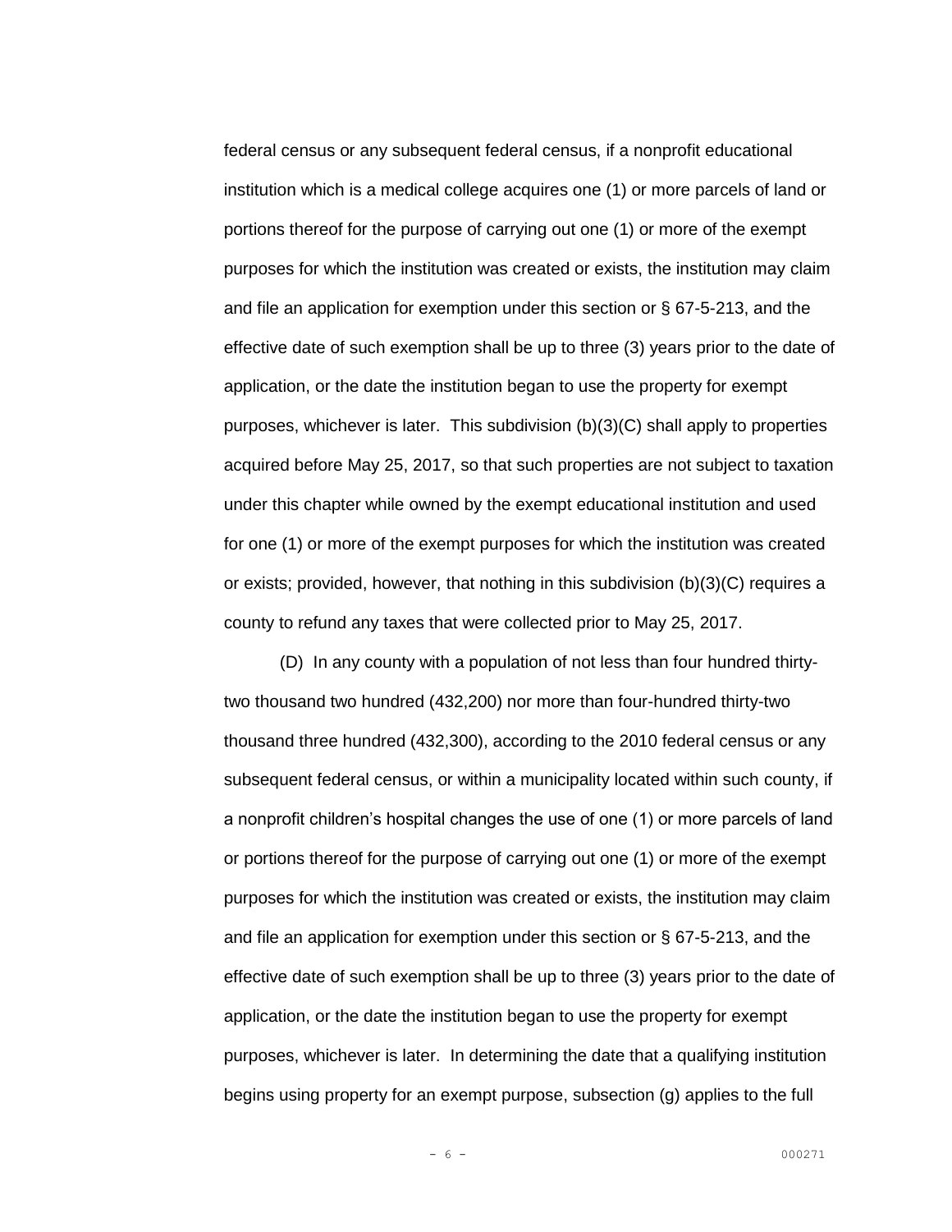federal census or any subsequent federal census, if a nonprofit educational institution which is a medical college acquires one (1) or more parcels of land or portions thereof for the purpose of carrying out one (1) or more of the exempt purposes for which the institution was created or exists, the institution may claim and file an application for exemption under this section or § 67-5-213, and the effective date of such exemption shall be up to three (3) years prior to the date of application, or the date the institution began to use the property for exempt purposes, whichever is later. This subdivision (b)(3)(C) shall apply to properties acquired before May 25, 2017, so that such properties are not subject to taxation under this chapter while owned by the exempt educational institution and used for one (1) or more of the exempt purposes for which the institution was created or exists; provided, however, that nothing in this subdivision (b)(3)(C) requires a county to refund any taxes that were collected prior to May 25, 2017.

(D) In any county with a population of not less than four hundred thirty-two thousand two hundred (432,200) nor more than four-hundred thirty-two thousand three hundred (432,300), according to the 2010 federal census or any subsequent federal census, or within a municipality located within such county, if a nonprofit children's hospital changes the use of one (1) or more parcels of land or portions thereof for the purpose of carrying out one (1) or more of the exempt purposes for which the institution was created or exists, the institution may claim and file an application for exemption under this section or § 67-5-213, and the effective date of such exemption shall be up to three (3) years prior to the date of application, or the date the institution began to use the property for exempt purposes, whichever is later. In determining the date that a qualifying institution begins using property for an exempt purpose, subsection (g) applies to the full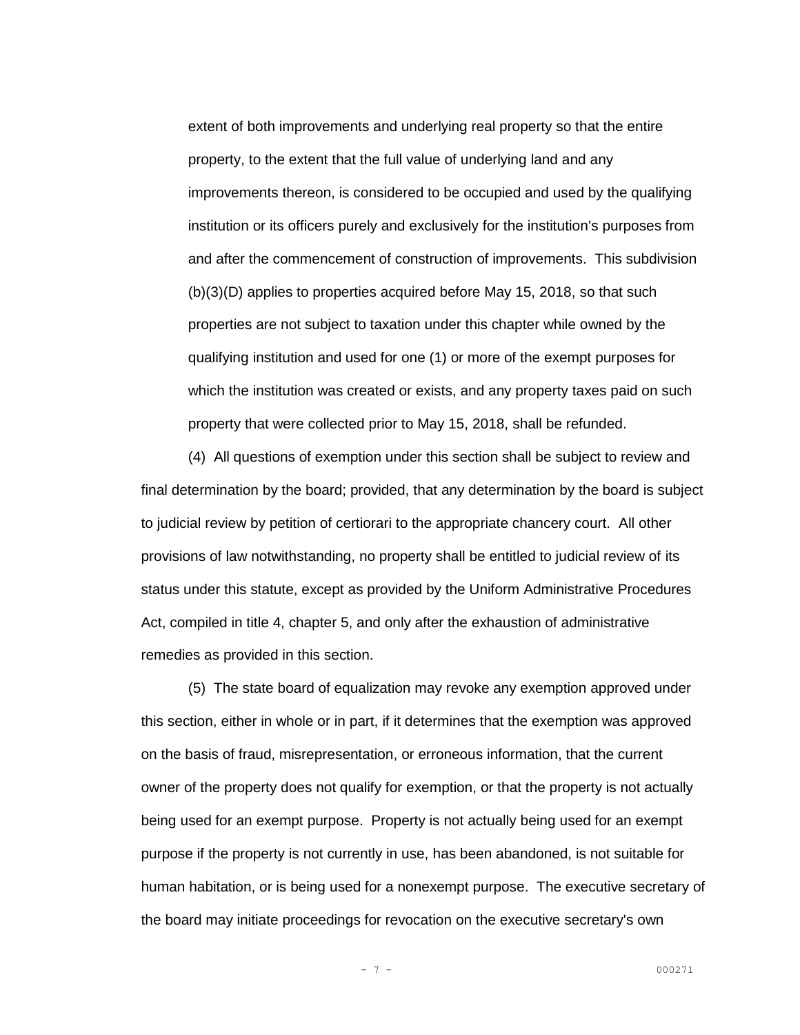extent of both improvements and underlying real property so that the entire property, to the extent that the full value of underlying land and any improvements thereon, is considered to be occupied and used by the qualifying institution or its officers purely and exclusively for the institution's purposes from and after the commencement of construction of improvements. This subdivision (b)(3)(D) applies to properties acquired before May 15, 2018, so that such properties are not subject to taxation under this chapter while owned by the qualifying institution and used for one (1) or more of the exempt purposes for which the institution was created or exists, and any property taxes paid on such property that were collected prior to May 15, 2018, shall be refunded.

(4) All questions of exemption under this section shall be subject to review and final determination by the board; provided, that any determination by the board is subject to judicial review by petition of certiorari to the appropriate chancery court. All other provisions of law notwithstanding, no property shall be entitled to judicial review of its status under this statute, except as provided by the Uniform Administrative Procedures Act, compiled in title 4, chapter 5, and only after the exhaustion of administrative remedies as provided in this section.

(5) The state board of equalization may revoke any exemption approved under this section, either in whole or in part, if it determines that the exemption was approved on the basis of fraud, misrepresentation, or erroneous information, that the current owner of the property does not qualify for exemption, or that the property is not actually being used for an exempt purpose. Property is not actually being used for an exempt purpose if the property is not currently in use, has been abandoned, is not suitable for human habitation, or is being used for a nonexempt purpose. The executive secretary of the board may initiate proceedings for revocation on the executive secretary's own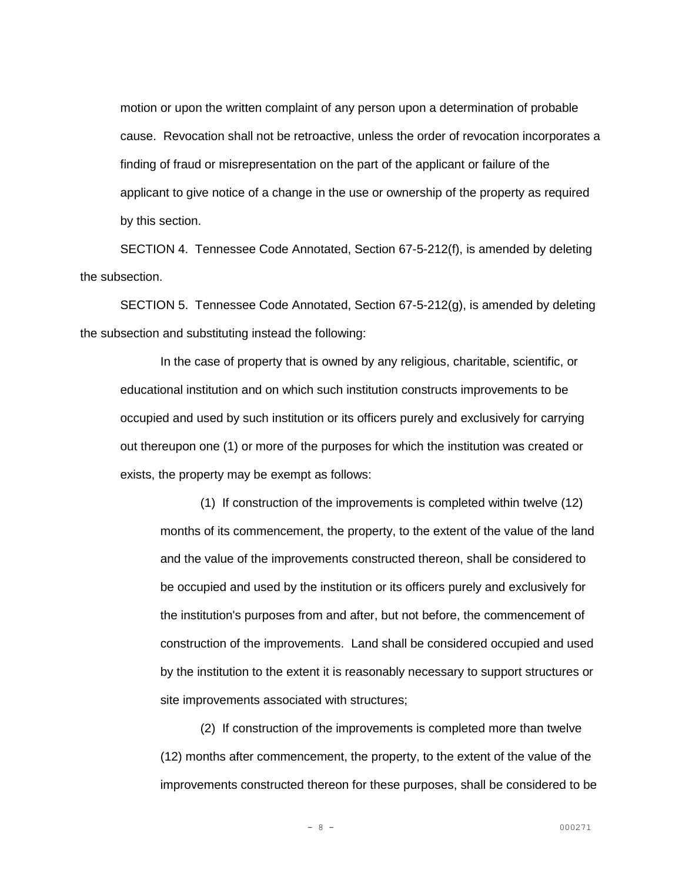motion or upon the written complaint of any person upon a determination of probable cause. Revocation shall not be retroactive, unless the order of revocation incorporates a finding of fraud or misrepresentation on the part of the applicant or failure of the applicant to give notice of a change in the use or ownership of the property as required by this section.

SECTION 4. Tennessee Code Annotated, Section 67-5-212(f), is amended by deleting the subsection.

SECTION 5. Tennessee Code Annotated, Section 67-5-212(g), is amended by deleting the subsection and substituting instead the following:

In the case of property that is owned by any religious, charitable, scientific, or educational institution and on which such institution constructs improvements to be occupied and used by such institution or its officers purely and exclusively for carrying out thereupon one (1) or more of the purposes for which the institution was created or exists, the property may be exempt as follows:

(1) If construction of the improvements is completed within twelve (12) months of its commencement, the property, to the extent of the value of the land and the value of the improvements constructed thereon, shall be considered to be occupied and used by the institution or its officers purely and exclusively for the institution's purposes from and after, but not before, the commencement of construction of the improvements. Land shall be considered occupied and used by the institution to the extent it is reasonably necessary to support structures or site improvements associated with structures;

(2) If construction of the improvements is completed more than twelve (12) months after commencement, the property, to the extent of the value of the improvements constructed thereon for these purposes, shall be considered to be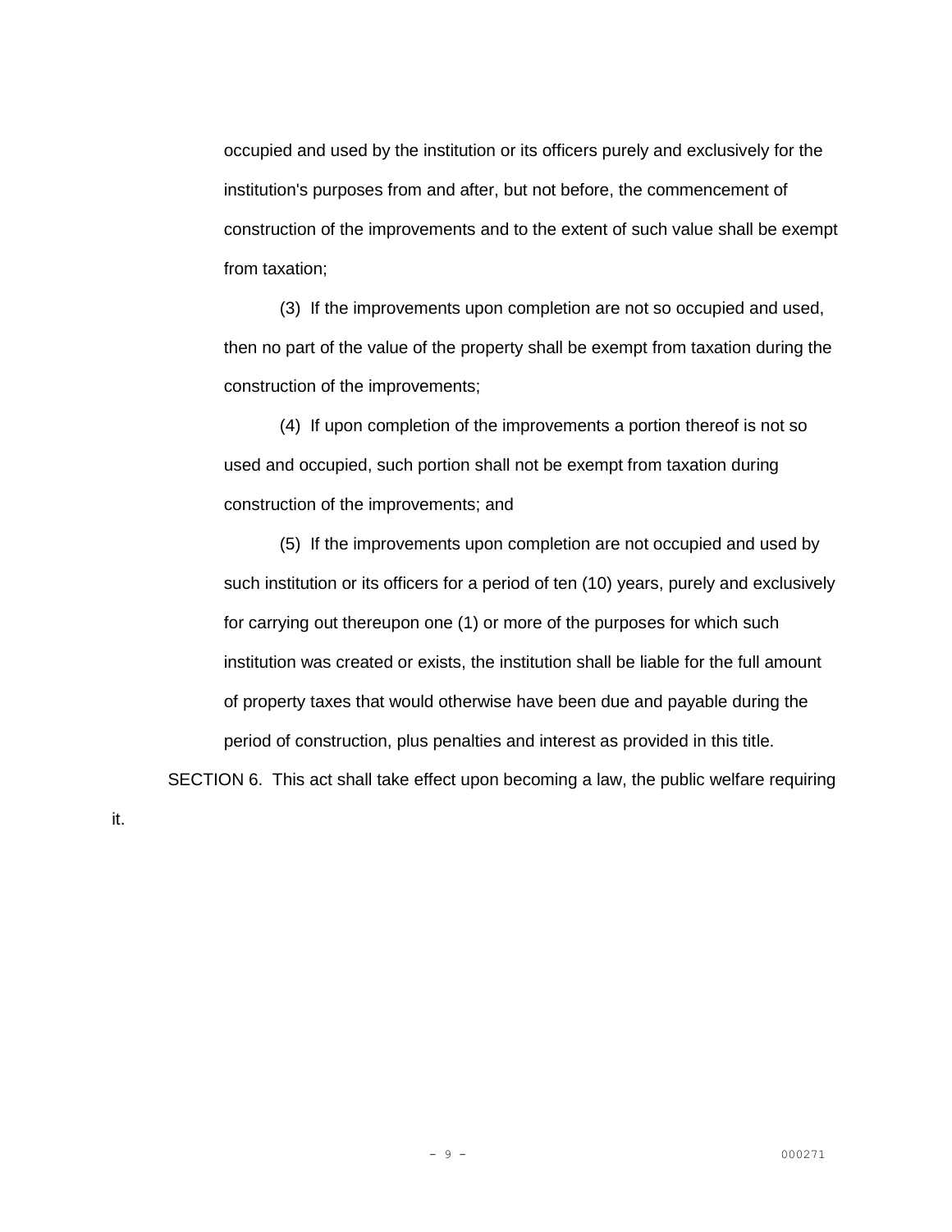occupied and used by the institution or its officers purely and exclusively for the institution's purposes from and after, but not before, the commencement of construction of the improvements and to the extent of such value shall be exempt from taxation;

(3) If the improvements upon completion are not so occupied and used, then no part of the value of the property shall be exempt from taxation during the construction of the improvements;

(4) If upon completion of the improvements a portion thereof is not so used and occupied, such portion shall not be exempt from taxation during construction of the improvements; and

(5) If the improvements upon completion are not occupied and used by such institution or its officers for a period of ten (10) years, purely and exclusively for carrying out thereupon one (1) or more of the purposes for which such institution was created or exists, the institution shall be liable for the full amount of property taxes that would otherwise have been due and payable during the period of construction, plus penalties and interest as provided in this title.

SECTION 6. This act shall take effect upon becoming a law, the public welfare requiring it.